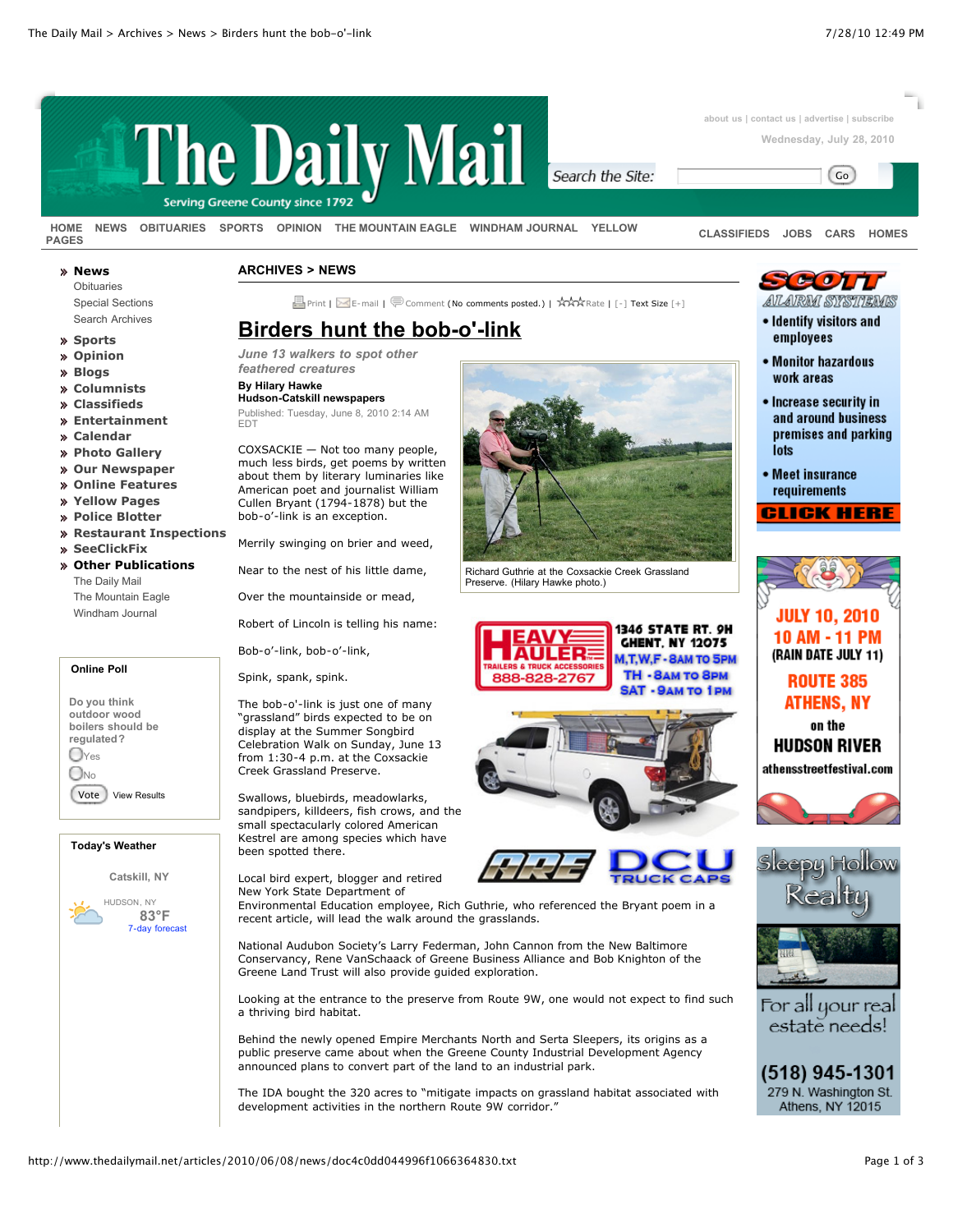ARCHIVES > NEWS

# Birders hunt the bob-o'-link

*June 13 walkers to spot other feathered creatures*

**By Hilary Hawke**
**Hudson-Catskill newspapers**

Published: Tuesday, June 8, 2010 2:14 AM EDT

COXSACKIE — Not too many people, much less birds, get poems by written about them by literary luminaries like American poet and journalist William Cullen Bryant (1794-1878) but the bob-o'-link is an exception.

Merrily swinging on brier and weed,

Near to the nest of his little dame,

Over the mountainside or mead,

Robert of Lincoln is telling his name:

Bob-o'-link, bob-o'-link,

Spink, spank, spink.

Richard Guthrie at the Coxsackie Creek Grassland Preserve. (Hilary Hawke photo.)

The bob-o'-link is just one of many "grassland" birds expected to be on display at the Summer Songbird Celebration Walk on Sunday, June 13 from 1:30-4 p.m. at the Coxsackie Creek Grassland Preserve.

Swallows, bluebirds, meadowlarks, sandpipers, killdeers, fish crows, and the small spectacularly colored American Kestrel are among species which have been spotted there.

Local bird expert, blogger and retired New York State Department of Environmental Education employee, Rich Guthrie, who referenced the Bryant poem in a recent article, will lead the walk around the grasslands.

National Audubon Society's Larry Federman, John Cannon from the New Baltimore Conservancy, Rene VanSchaack of Greene Business Alliance and Bob Knighton of the Greene Land Trust will also provide guided exploration.

Looking at the entrance to the preserve from Route 9W, one would not expect to find such a thriving bird habitat.

Behind the newly opened Empire Merchants North and Serta Sleepers, its origins as a public preserve came about when the Greene County Industrial Development Agency announced plans to convert part of the land to an industrial park.

The IDA bought the 320 acres to "mitigate impacts on grassland habitat associated with development activities in the northern Route 9W corridor."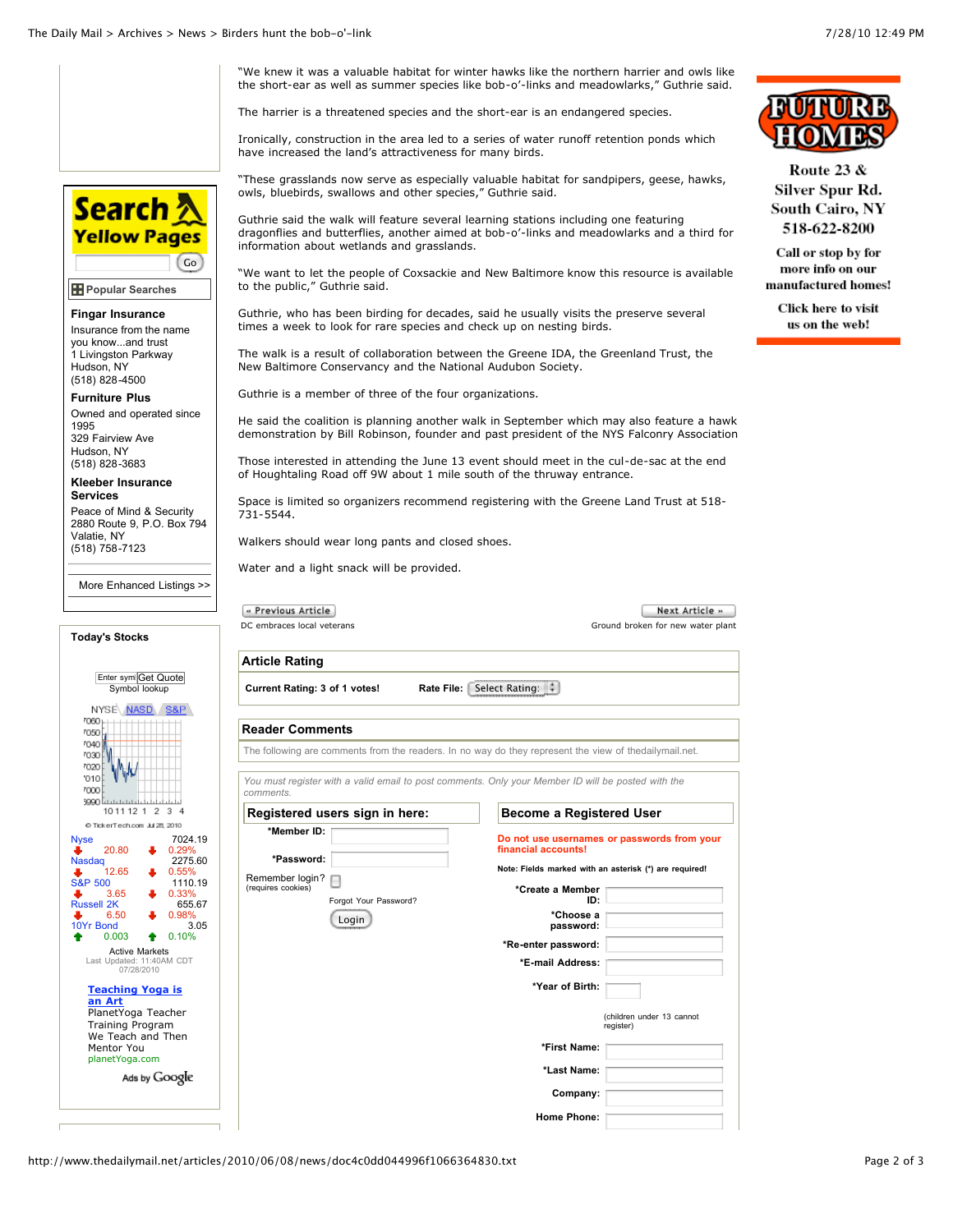"We knew it was a valuable habitat for winter hawks like the northern harrier and owls like the short-ear as well as summer species like bob-o'-links and meadowlarks," Guthrie said.

The harrier is a threatened species and the short-ear is an endangered species.

Ironically, construction in the area led to a series of water runoff retention ponds which have increased the land's attractiveness for many birds.

"These grasslands now serve as especially valuable habitat for sandpipers, geese, hawks, owls, bluebirds, swallows and other species," Guthrie said.

Guthrie said the walk will feature several learning stations including one featuring dragonflies and butterflies, another aimed at bob-o'-links and meadowlarks and a third for information about wetlands and grasslands.

"We want to let the people of Coxsackie and New Baltimore know this resource is available to the public," Guthrie said.

Guthrie, who has been birding for decades, said he usually visits the preserve several times a week to look for rare species and check up on nesting birds.

The walk is a result of collaboration between the Greene IDA, the Greenland Trust, the New Baltimore Conservancy and the National Audubon Society.

Guthrie is a member of three of the four organizations.

He said the coalition is planning another walk in September which may also feature a hawk demonstration by Bill Robinson, founder and past president of the NYS Falconry Association

Those interested in attending the June 13 event should meet in the cul-de-sac at the end of Houghtaling Road off 9W about 1 mile south of the thruway entrance.

Space is limited so organizers recommend registering with the Greene Land Trust at 518-731-5544.

Walkers should wear long pants and closed shoes.

Water and a light snack will be provided.

« Previous Article — DC embraces local veterans

Next Article » — Ground broken for new water plant

## Article Rating

**Current Rating: 3 of 1 votes!** **Rate File:** Select Rating:

## Reader Comments

The following are comments from the readers. In no way do they represent the view of thedailymail.net.

*You must register with a valid email to post comments. Only your Member ID will be posted with the comments.*

### Registered users sign in here:

*Member ID:

*Password:

Remember login? (requires cookies)

Forgot Your Password?

Login

### Become a Registered User

**Do not use usernames or passwords from your financial accounts!**

**Note: Fields marked with an asterisk (*) are required!**

*Create a Member ID:

*Choose a password:

*Re-enter password:

*E-mail Address:

*Year of Birth:

(children under 13 cannot register)

*First Name:

*Last Name:

Company:

Home Phone:

---

**Search Yellow Pages** Go

Popular Searches

**Fingar Insurance**
Insurance from the name you know...and trust
1 Livingston Parkway
Hudson, NY
(518) 828-4500

**Furniture Plus**
Owned and operated since 1995
329 Fairview Ave
Hudson, NY
(518) 828-3683

**Kleeber Insurance Services**
Peace of Mind & Security
2880 Route 9, P.O. Box 794
Valatie, NY
(518) 758-7123

More Enhanced Listings >>

**Today's Stocks**

Enter symbol | Get Quote
Symbol lookup

| Index | Value | Change | % Change |
|---|---|---|---|
| Nyse | 7024.19 | 20.80 | 0.29% |
| Nasdaq | 2275.60 | 12.65 | 0.55% |
| S&P 500 | 1110.19 | 3.65 | 0.33% |
| Russell 2K | 655.67 | 6.50 | 0.98% |
| 10Yr Bond | 3.05 | 0.003 | 0.10% |

Active Markets
Last Updated: 11:40AM CDT 07/28/2010

**Teaching Yoga is an Art**
PlanetYoga Teacher Training Program
We Teach and Then Mentor You
planetYoga.com

Ads by Google

---

**FUTURE HOMES**
Route 23 & Silver Spur Rd.
South Cairo, NY
518-622-8200
Call or stop by for more info on our manufactured homes!
Click here to visit us on the web!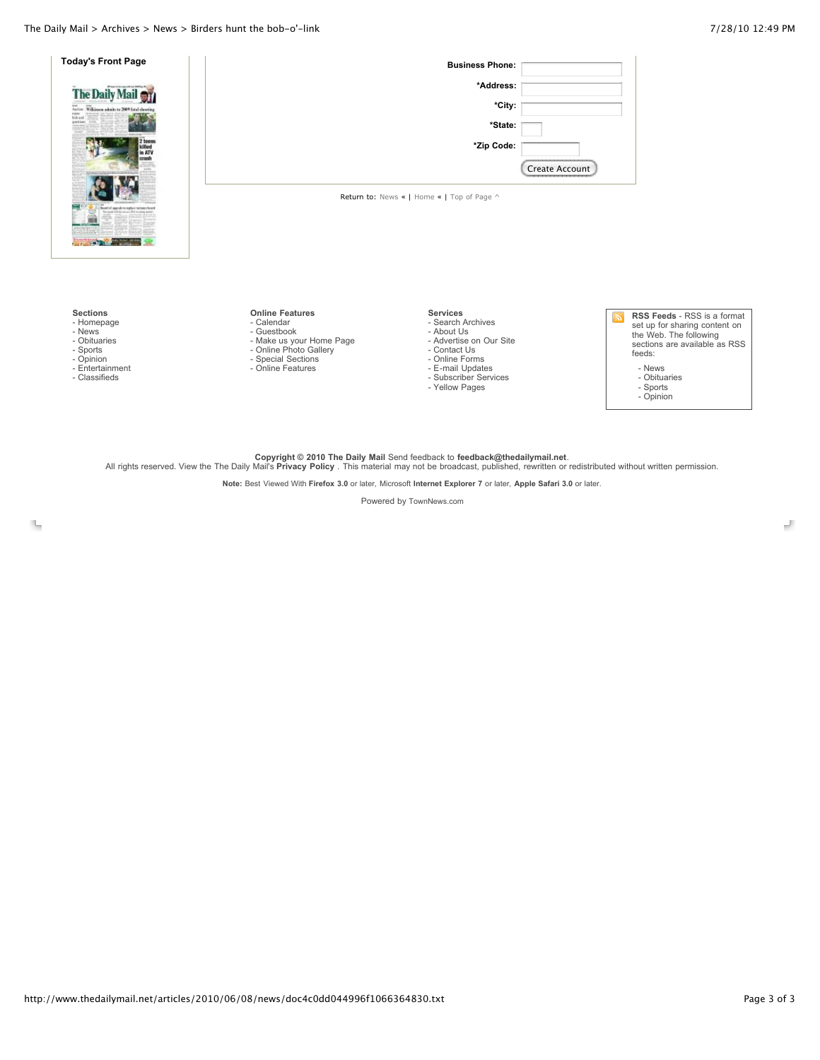**Today's Front Page**

**Business Phone:**

***Address:**

***City:**

***State:**

***Zip Code:**

Create Account

Return to: News « | Home « | Top of Page ^

**Sections**
- Homepage
- News
- Obituaries
- Sports
- Opinion
- Entertainment
- Classifieds

**Online Features**
- Calendar
- Guestbook
- Make us your Home Page
- Online Photo Gallery
- Special Sections
- Online Features

**Services**
- Search Archives
- About Us
- Advertise on Our Site
- Contact Us
- Online Forms
- E-mail Updates
- Subscriber Services
- Yellow Pages

**RSS Feeds** - RSS is a format set up for sharing content on the Web. The following sections are available as RSS feeds:
- News
- Obituaries
- Sports
- Opinion

**Copyright © 2010 The Daily Mail** Send feedback to **feedback@thedailymail.net**.
All rights reserved. View the The Daily Mail's **Privacy Policy** . This material may not be broadcast, published, rewritten or redistributed without written permission.

**Note:** Best Viewed With **Firefox 3.0** or later, Microsoft **Internet Explorer 7** or later, **Apple Safari 3.0** or later.

Powered by TownNews.com